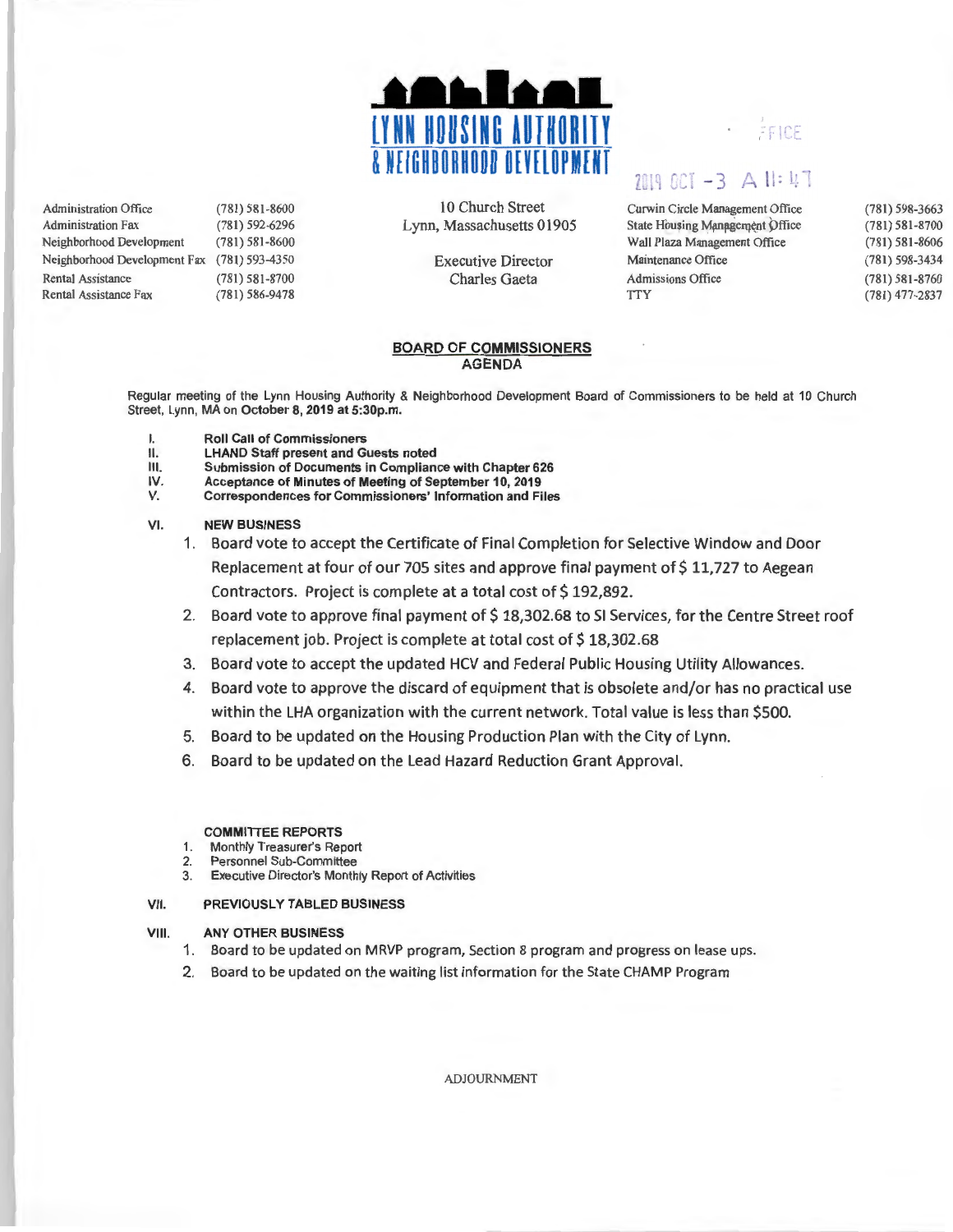# LYNN HOUSING AUTHORITY & NEIGHBORHOOD DEVELOPMENT

FFICE

2019 OCT -3 A 11:47

| | | | | |
|---|---|---|---|---|
| Administration Office | (781) 581-8600 | 10 Church Street | Curwin Circle Management Office | (781) 598-3663 |
| Administration Fax | (781) 592-6296 | Lynn, Massachusetts 01905 | State Housing Management Office | (781) 581-8700 |
| Neighborhood Development | (781) 581-8600 | | Wall Plaza Management Office | (781) 581-8606 |
| Neighborhood Development Fax | (781) 593-4350 | Executive Director | Maintenance Office | (781) 598-3434 |
| Rental Assistance | (781) 581-8700 | Charles Gaeta | Admissions Office | (781) 581-8760 |
| Rental Assistance Fax | (781) 586-9478 | | TTY | (781) 477-2837 |

## BOARD OF COMMISSIONERS AGENDA

Regular meeting of the Lynn Housing Authority & Neighborhood Development Board of Commissioners to be held at 10 Church Street, Lynn, MA on **October 8, 2019 at 5:30p.m.**

I. **Roll Call of Commissioners**
II. **LHAND Staff present and Guests noted**
III. **Submission of Documents in Compliance with Chapter 626**
IV. **Acceptance of Minutes of Meeting of September 10, 2019**
V. **Correspondences for Commissioners' Information and Files**

VI. **NEW BUSINESS**

1. Board vote to accept the Certificate of Final Completion for Selective Window and Door Replacement at four of our 705 sites and approve final payment of $ 11,727 to Aegean Contractors. Project is complete at a total cost of $ 192,892.
2. Board vote to approve final payment of $ 18,302.68 to SI Services, for the Centre Street roof replacement job. Project is complete at total cost of $ 18,302.68
3. Board vote to accept the updated HCV and Federal Public Housing Utility Allowances.
4. Board vote to approve the discard of equipment that is obsolete and/or has no practical use within the LHA organization with the current network. Total value is less than $500.
5. Board to be updated on the Housing Production Plan with the City of Lynn.
6. Board to be updated on the Lead Hazard Reduction Grant Approval.

**COMMITTEE REPORTS**

1. Monthly Treasurer's Report
2. Personnel Sub-Committee
3. Executive Director's Monthly Report of Activities

VII. **PREVIOUSLY TABLED BUSINESS**

VIII. **ANY OTHER BUSINESS**

1. Board to be updated on MRVP program, Section 8 program and progress on lease ups.
2. Board to be updated on the waiting list information for the State CHAMP Program

ADJOURNMENT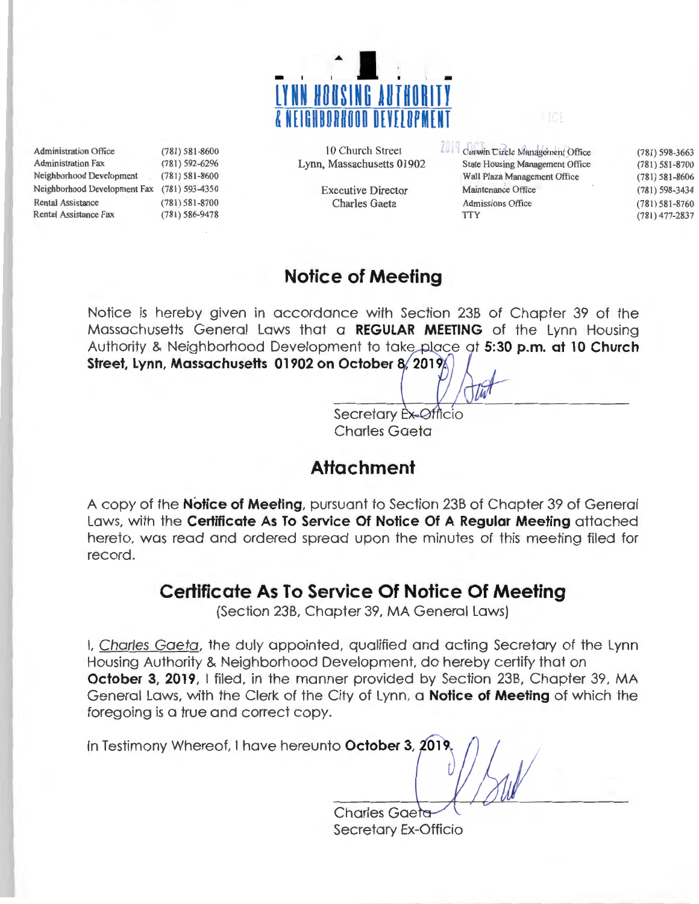# LYNN HOUSING AUTHORITY & NEIGHBORHOOD DEVELOPMENT

| | | | | | |
|---|---|---|---|---|---|
| Administration Office | (781) 581-8600 | 10 Church Street | | Curwin Circle Management Office | (781) 598-3663 |
| Administration Fax | (781) 592-6296 | Lynn, Massachusetts 01902 | | State Housing Management Office | (781) 581-8700 |
| Neighborhood Development | (781) 581-8600 | | | Wall Plaza Management Office | (781) 581-8606 |
| Neighborhood Development Fax | (781) 593-4350 | Executive Director | | Maintenance Office | (781) 598-3434 |
| Rental Assistance | (781) 581-8700 | Charles Gaeta | | Admissions Office | (781) 581-8760 |
| Rental Assistance Fax | (781) 586-9478 | | | TTY | (781) 477-2837 |

## Notice of Meeting

Notice is hereby given in accordance with Section 23B of Chapter 39 of the Massachusetts General Laws that a **REGULAR MEETING** of the Lynn Housing Authority & Neighborhood Development to take place at **5:30 p.m. at 10 Church Street, Lynn, Massachusetts 01902 on October 8, 2019.**

Secretary Ex-Officio
Charles Gaeta

## Attachment

A copy of the **Notice of Meeting**, pursuant to Section 23B of Chapter 39 of General Laws, with the **Certificate As To Service Of Notice Of A Regular Meeting** attached hereto, was read and ordered spread upon the minutes of this meeting filed for record.

## Certificate As To Service Of Notice Of Meeting

(Section 23B, Chapter 39, MA General Laws)

I, Charles Gaeta, the duly appointed, qualified and acting Secretary of the Lynn Housing Authority & Neighborhood Development, do hereby certify that on **October 3, 2019**, I filed, in the manner provided by Section 23B, Chapter 39, MA General Laws, with the Clerk of the City of Lynn, a **Notice of Meeting** of which the foregoing is a true and correct copy.

In Testimony Whereof, I have hereunto **October 3, 2019.**

Charles Gaeta
Secretary Ex-Officio